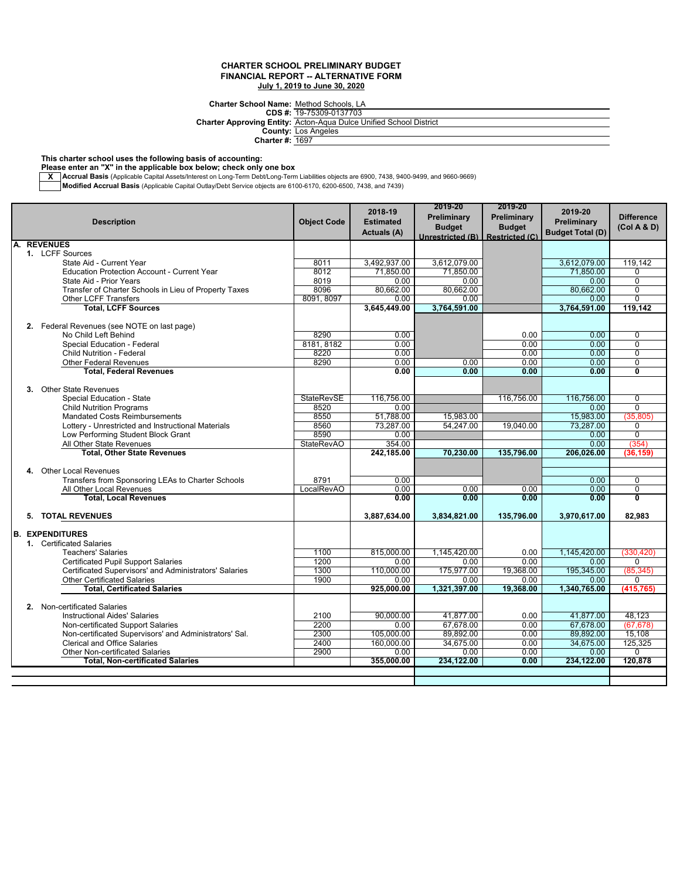**CHARTER SCHOOL PRELIMINARY BUDGET**
**FINANCIAL REPORT -- ALTERNATIVE FORM**
**July 1, 2019 to June 30, 2020**

**Charter School Name:** Method Schools, LA
**CDS #:** 19-75309-0137703
**Charter Approving Entity:** Acton-Aqua Dulce Unified School District
**County:** Los Angeles
**Charter #:** 1697

**This charter school uses the following basis of accounting:**
**Please enter an "X" in the applicable box below; check only one box**

| | |
|---|---|
| X | **Accrual Basis** (Applicable Capital Assets/Interest on Long-Term Debt/Long-Term Liabilities objects are 6900, 7438, 9400-9499, and 9660-9669) |
| | **Modified Accrual Basis** (Applicable Capital Outlay/Debt Service objects are 6100-6170, 6200-6500, 7438, and 7439) |

| Description | Object Code | 2018-19 Estimated Actuals (A) | 2019-20 Preliminary Budget Unrestricted (B) | 2019-20 Preliminary Budget Restricted (C) | 2019-20 Preliminary Budget Total (D) | Difference (Col A & D) |
|---|---|---|---|---|---|---|
| **A. REVENUES** | | | | | | |
| **1.** LCFF Sources | | | | | | |
| State Aid - Current Year | 8011 | 3,492,937.00 | 3,612,079.00 | | 3,612,079.00 | 119,142 |
| Education Protection Account - Current Year | 8012 | 71,850.00 | 71,850.00 | | 71,850.00 | 0 |
| State Aid - Prior Years | 8019 | 0.00 | 0.00 | | 0.00 | 0 |
| Transfer of Charter Schools in Lieu of Property Taxes | 8096 | 80,662.00 | 80,662.00 | | 80,662.00 | 0 |
| Other LCFF Transfers | 8091, 8097 | 0.00 | 0.00 | | 0.00 | 0 |
| **Total, LCFF Sources** | | **3,645,449.00** | **3,764,591.00** | | **3,764,591.00** | **119,142** |
| **2.** Federal Revenues (see NOTE on last page) | | | | | | |
| No Child Left Behind | 8290 | 0.00 | | 0.00 | 0.00 | 0 |
| Special Education - Federal | 8181, 8182 | 0.00 | | 0.00 | 0.00 | 0 |
| Child Nutrition - Federal | 8220 | 0.00 | | 0.00 | 0.00 | 0 |
| Other Federal Revenues | 8290 | 0.00 | 0.00 | 0.00 | 0.00 | 0 |
| **Total, Federal Revenues** | | **0.00** | **0.00** | **0.00** | **0.00** | **0** |
| **3.** Other State Revenues | | | | | | |
| Special Education - State | StateRevSE | 116,756.00 | | 116,756.00 | 116,756.00 | 0 |
| Child Nutrition Programs | 8520 | 0.00 | | | 0.00 | 0 |
| Mandated Costs Reimbursements | 8550 | 51,788.00 | 15,983.00 | | 15,983.00 | (35,805) |
| Lottery - Unrestricted and Instructional Materials | 8560 | 73,287.00 | 54,247.00 | 19,040.00 | 73,287.00 | 0 |
| Low Performing Student Block Grant | 8590 | 0.00 | | | 0.00 | 0 |
| All Other State Revenues | StateRevAO | 354.00 | | | 0.00 | (354) |
| **Total, Other State Revenues** | | **242,185.00** | **70,230.00** | **135,796.00** | **206,026.00** | **(36,159)** |
| **4.** Other Local Revenues | | | | | | |
| Transfers from Sponsoring LEAs to Charter Schools | 8791 | 0.00 | | | 0.00 | 0 |
| All Other Local Revenues | LocalRevAO | 0.00 | 0.00 | 0.00 | 0.00 | 0 |
| **Total, Local Revenues** | | **0.00** | **0.00** | **0.00** | **0.00** | **0** |
| **5. TOTAL REVENUES** | | **3,887,634.00** | **3,834,821.00** | **135,796.00** | **3,970,617.00** | **82,983** |
| **B. EXPENDITURES** | | | | | | |
| **1.** Certificated Salaries | | | | | | |
| Teachers' Salaries | 1100 | 815,000.00 | 1,145,420.00 | 0.00 | 1,145,420.00 | (330,420) |
| Certificated Pupil Support Salaries | 1200 | 0.00 | 0.00 | 0.00 | 0.00 | 0 |
| Certificated Supervisors' and Administrators' Salaries | 1300 | 110,000.00 | 175,977.00 | 19,368.00 | 195,345.00 | (85,345) |
| Other Certificated Salaries | 1900 | 0.00 | 0.00 | 0.00 | 0.00 | 0 |
| **Total, Certificated Salaries** | | **925,000.00** | **1,321,397.00** | **19,368.00** | **1,340,765.00** | **(415,765)** |
| **2.** Non-certificated Salaries | | | | | | |
| Instructional Aides' Salaries | 2100 | 90,000.00 | 41,877.00 | 0.00 | 41,877.00 | 48,123 |
| Non-certificated Support Salaries | 2200 | 0.00 | 67,678.00 | 0.00 | 67,678.00 | (67,678) |
| Non-certificated Supervisors' and Administrators' Sal. | 2300 | 105,000.00 | 89,892.00 | 0.00 | 89,892.00 | 15,108 |
| Clerical and Office Salaries | 2400 | 160,000.00 | 34,675.00 | 0.00 | 34,675.00 | 125,325 |
| Other Non-certificated Salaries | 2900 | 0.00 | 0.00 | 0.00 | 0.00 | 0 |
| **Total, Non-certificated Salaries** | | **355,000.00** | **234,122.00** | **0.00** | **234,122.00** | **120,878** |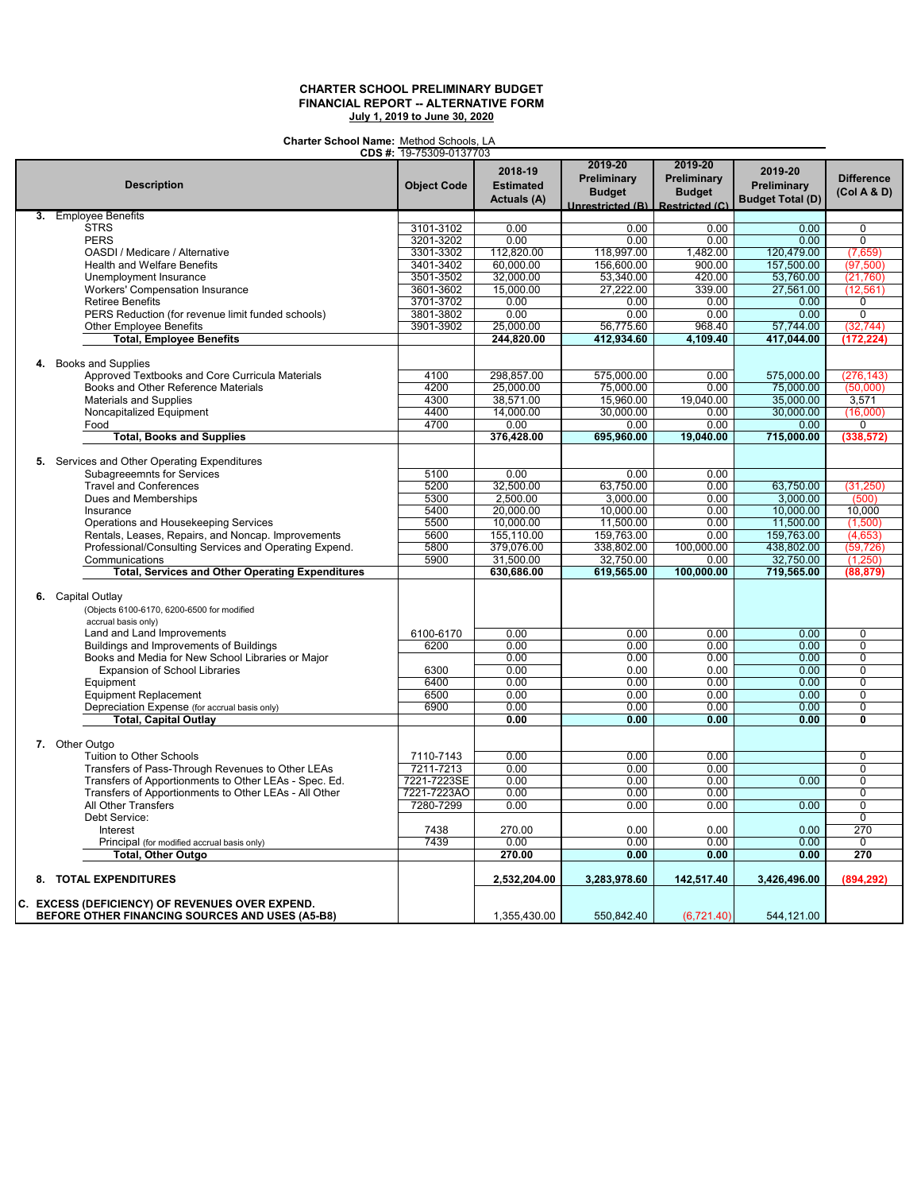**CHARTER SCHOOL PRELIMINARY BUDGET**
**FINANCIAL REPORT -- ALTERNATIVE FORM**
**July 1, 2019 to June 30, 2020**

**Charter School Name:** Method Schools, LA
**CDS #:** 19-75309-0137703

| Description | Object Code | 2018-19 Estimated Actuals (A) | 2019-20 Preliminary Budget Unrestricted (B) | 2019-20 Preliminary Budget Restricted (C) | 2019-20 Preliminary Budget Total (D) | Difference (Col A & D) |
|---|---|---|---|---|---|---|
| **3. Employee Benefits** | | | | | | |
| STRS | 3101-3102 | 0.00 | 0.00 | 0.00 | 0.00 | 0 |
| PERS | 3201-3202 | 0.00 | 0.00 | 0.00 | 0.00 | 0 |
| OASDI / Medicare / Alternative | 3301-3302 | 112,820.00 | 118,997.00 | 1,482.00 | 120,479.00 | (7,659) |
| Health and Welfare Benefits | 3401-3402 | 60,000.00 | 156,600.00 | 900.00 | 157,500.00 | (97,500) |
| Unemployment Insurance | 3501-3502 | 32,000.00 | 53,340.00 | 420.00 | 53,760.00 | (21,760) |
| Workers' Compensation Insurance | 3601-3602 | 15,000.00 | 27,222.00 | 339.00 | 27,561.00 | (12,561) |
| Retiree Benefits | 3701-3702 | 0.00 | 0.00 | 0.00 | 0.00 | 0 |
| PERS Reduction (for revenue limit funded schools) | 3801-3802 | 0.00 | 0.00 | 0.00 | 0.00 | 0 |
| Other Employee Benefits | 3901-3902 | 25,000.00 | 56,775.60 | 968.40 | 57,744.00 | (32,744) |
| **Total, Employee Benefits** | | **244,820.00** | **412,934.60** | **4,109.40** | **417,044.00** | **(172,224)** |
| **4. Books and Supplies** | | | | | | |
| Approved Textbooks and Core Curricula Materials | 4100 | 298,857.00 | 575,000.00 | 0.00 | 575,000.00 | (276,143) |
| Books and Other Reference Materials | 4200 | 25,000.00 | 75,000.00 | 0.00 | 75,000.00 | (50,000) |
| Materials and Supplies | 4300 | 38,571.00 | 15,960.00 | 19,040.00 | 35,000.00 | 3,571 |
| Noncapitalized Equipment | 4400 | 14,000.00 | 30,000.00 | 0.00 | 30,000.00 | (16,000) |
| Food | 4700 | 0.00 | 0.00 | 0.00 | 0.00 | 0 |
| **Total, Books and Supplies** | | **376,428.00** | **695,960.00** | **19,040.00** | **715,000.00** | **(338,572)** |
| **5. Services and Other Operating Expenditures** | | | | | | |
| Subagreeemnts for Services | 5100 | 0.00 | 0.00 | 0.00 | | |
| Travel and Conferences | 5200 | 32,500.00 | 63,750.00 | 0.00 | 63,750.00 | (31,250) |
| Dues and Memberships | 5300 | 2,500.00 | 3,000.00 | 0.00 | 3,000.00 | (500) |
| Insurance | 5400 | 20,000.00 | 10,000.00 | 0.00 | 10,000.00 | 10,000 |
| Operations and Housekeeping Services | 5500 | 10,000.00 | 11,500.00 | 0.00 | 11,500.00 | (1,500) |
| Rentals, Leases, Repairs, and Noncap. Improvements | 5600 | 155,110.00 | 159,763.00 | 0.00 | 159,763.00 | (4,653) |
| Professional/Consulting Services and Operating Expend. | 5800 | 379,076.00 | 338,802.00 | 100,000.00 | 438,802.00 | (59,726) |
| Communications | 5900 | 31,500.00 | 32,750.00 | 0.00 | 32,750.00 | (1,250) |
| **Total, Services and Other Operating Expenditures** | | **630,686.00** | **619,565.00** | **100,000.00** | **719,565.00** | **(88,879)** |
| **6. Capital Outlay** (Objects 6100-6170, 6200-6500 for modified accrual basis only) | | | | | | |
| Land and Land Improvements | 6100-6170 | 0.00 | 0.00 | 0.00 | 0.00 | 0 |
| Buildings and Improvements of Buildings | 6200 | 0.00 | 0.00 | 0.00 | 0.00 | 0 |
| Books and Media for New School Libraries or Major Expansion of School Libraries | 6300 | 0.00 | 0.00 | 0.00 | 0.00 | 0 |
| Equipment | 6400 | 0.00 | 0.00 | 0.00 | 0.00 | 0 |
| Equipment Replacement | 6500 | 0.00 | 0.00 | 0.00 | 0.00 | 0 |
| Depreciation Expense (for accrual basis only) | 6900 | 0.00 | 0.00 | 0.00 | 0.00 | 0 |
| **Total, Capital Outlay** | | **0.00** | **0.00** | **0.00** | **0.00** | **0** |
| **7. Other Outgo** | | | | | | |
| Tuition to Other Schools | 7110-7143 | 0.00 | 0.00 | 0.00 | | 0 |
| Transfers of Pass-Through Revenues to Other LEAs | 7211-7213 | 0.00 | 0.00 | 0.00 | | 0 |
| Transfers of Apportionments to Other LEAs - Spec. Ed. | 7221-7223SE | 0.00 | 0.00 | 0.00 | 0.00 | 0 |
| Transfers of Apportionments to Other LEAs - All Other | 7221-7223AO | 0.00 | 0.00 | 0.00 | | 0 |
| All Other Transfers | 7280-7299 | 0.00 | 0.00 | 0.00 | 0.00 | 0 |
| Debt Service: | | | | | | 0 |
| Interest | 7438 | 270.00 | 0.00 | 0.00 | 0.00 | 270 |
| Principal (for modified accrual basis only) | 7439 | 0.00 | 0.00 | 0.00 | 0.00 | 0 |
| **Total, Other Outgo** | | **270.00** | **0.00** | **0.00** | **0.00** | **270** |
| **8. TOTAL EXPENDITURES** | | **2,532,204.00** | **3,283,978.60** | **142,517.40** | **3,426,496.00** | **(894,292)** |
| **C. EXCESS (DEFICIENCY) OF REVENUES OVER EXPEND. BEFORE OTHER FINANCING SOURCES AND USES (A5-B8)** | | 1,355,430.00 | 550,842.40 | (6,721.40) | 544,121.00 | |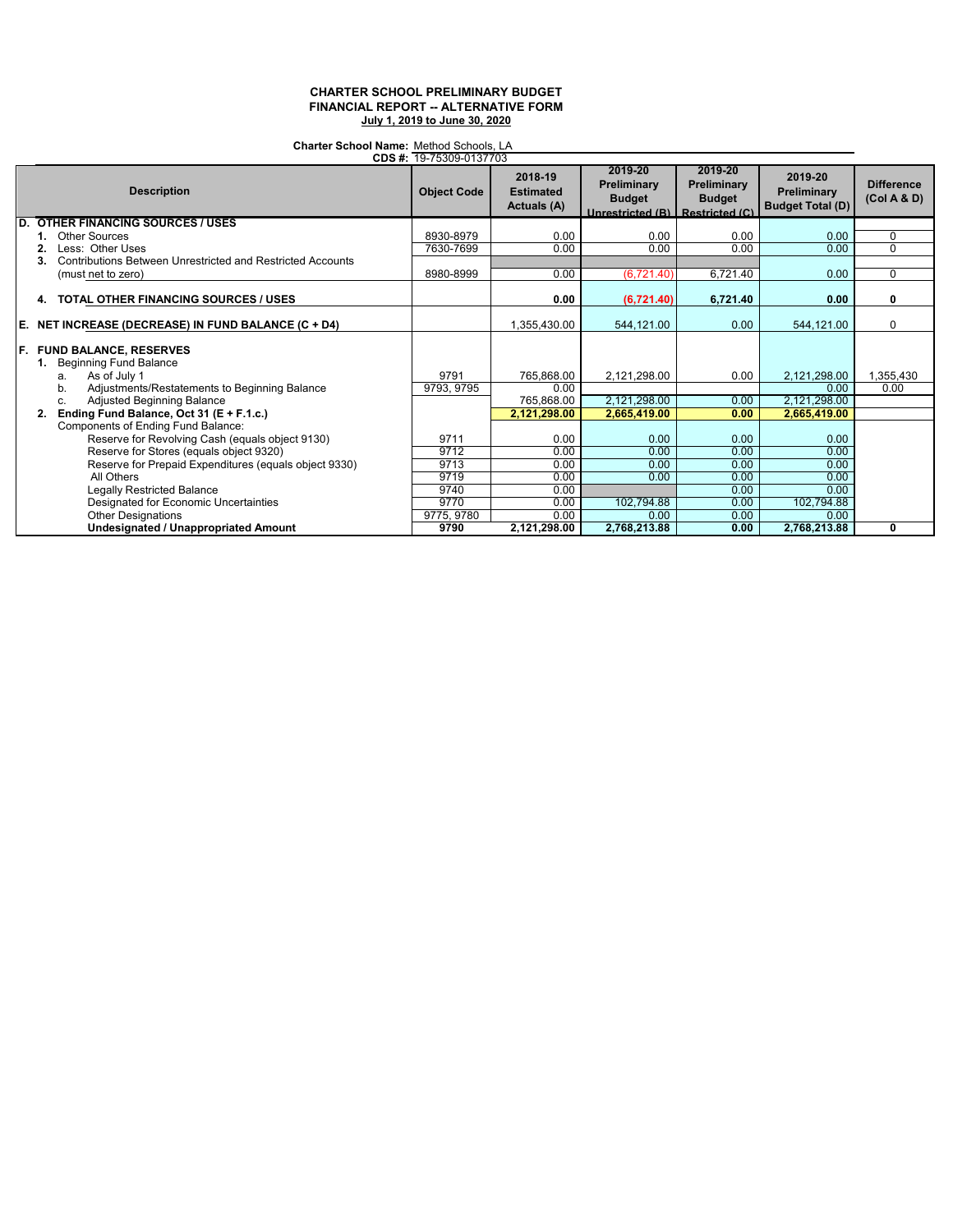**CHARTER SCHOOL PRELIMINARY BUDGET**
**FINANCIAL REPORT -- ALTERNATIVE FORM**
**July 1, 2019 to June 30, 2020**

**Charter School Name:** Method Schools, LA
**CDS #:** 19-75309-0137703

| Description | Object Code | 2018-19 Estimated Actuals (A) | 2019-20 Preliminary Budget Unrestricted (B) | 2019-20 Preliminary Budget Restricted (C) | 2019-20 Preliminary Budget Total (D) | Difference (Col A & D) |
|---|---|---|---|---|---|---|
| **D. OTHER FINANCING SOURCES / USES** | | | | | | |
| **1.** Other Sources | 8930-8979 | 0.00 | 0.00 | 0.00 | 0.00 | 0 |
| **2.** Less: Other Uses | 7630-7699 | 0.00 | 0.00 | 0.00 | 0.00 | 0 |
| **3.** Contributions Between Unrestricted and Restricted Accounts (must net to zero) | 8980-8999 | 0.00 | (6,721.40) | 6,721.40 | 0.00 | 0 |
| **4. TOTAL OTHER FINANCING SOURCES / USES** | | **0.00** | **(6,721.40)** | **6,721.40** | **0.00** | **0** |
| **E. NET INCREASE (DECREASE) IN FUND BALANCE (C + D4)** | | 1,355,430.00 | 544,121.00 | 0.00 | 544,121.00 | 0 |
| **F. FUND BALANCE, RESERVES** | | | | | | |
| **1.** Beginning Fund Balance | | | | | | |
| a. As of July 1 | 9791 | 765,868.00 | 2,121,298.00 | 0.00 | 2,121,298.00 | 1,355,430 |
| b. Adjustments/Restatements to Beginning Balance | 9793, 9795 | 0.00 | | | 0.00 | 0.00 |
| c. Adjusted Beginning Balance | | 765,868.00 | 2,121,298.00 | 0.00 | 2,121,298.00 | |
| **2. Ending Fund Balance, Oct 31 (E + F.1.c.)** | | **2,121,298.00** | **2,665,419.00** | **0.00** | **2,665,419.00** | |
| Components of Ending Fund Balance: | | | | | | |
| Reserve for Revolving Cash (equals object 9130) | 9711 | 0.00 | 0.00 | 0.00 | 0.00 | |
| Reserve for Stores (equals object 9320) | 9712 | 0.00 | 0.00 | 0.00 | 0.00 | |
| Reserve for Prepaid Expenditures (equals object 9330) | 9713 | 0.00 | 0.00 | 0.00 | 0.00 | |
| All Others | 9719 | 0.00 | 0.00 | 0.00 | 0.00 | |
| Legally Restricted Balance | 9740 | 0.00 | | 0.00 | 0.00 | |
| Designated for Economic Uncertainties | 9770 | 0.00 | 102,794.88 | 0.00 | 102,794.88 | |
| Other Designations | 9775, 9780 | 0.00 | 0.00 | 0.00 | 0.00 | |
| **Undesignated / Unappropriated Amount** | **9790** | **2,121,298.00** | **2,768,213.88** | **0.00** | **2,768,213.88** | **0** |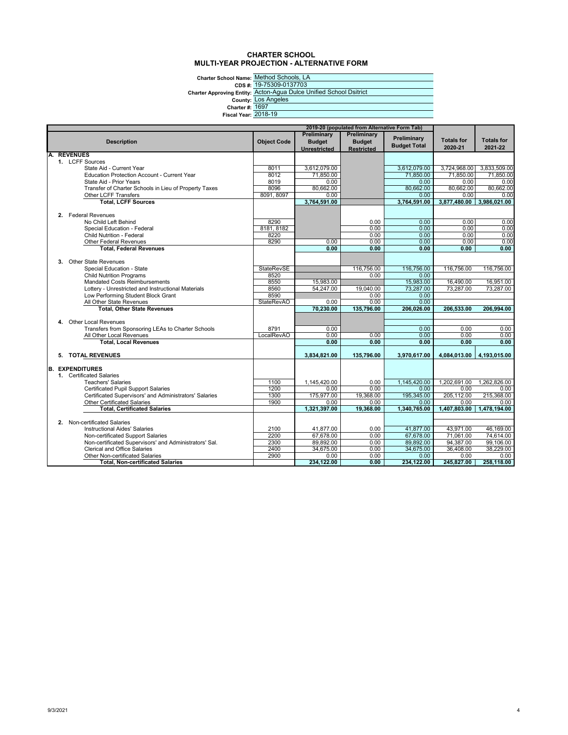# CHARTER SCHOOL
## MULTI-YEAR PROJECTION - ALTERNATIVE FORM

**Charter School Name:** Method Schools, LA
**CDS #:** 19-75309-0137703
**Charter Approving Entity:** Acton-Agua Dulce Unified School Dsitrict
**County:** Los Angeles
**Charter #:** 1697
**Fiscal Year:** 2018-19

| Description | Object Code | 2019-20 (populated from Alternative Form Tab) Preliminary Budget Unrestricted | Preliminary Budget Restricted | Preliminary Budget Total | Totals for 2020-21 | Totals for 2021-22 |
|---|---|---|---|---|---|---|
| **A. REVENUES** | | | | | | |
| 1. LCFF Sources | | | | | | |
| State Aid - Current Year | 8011 | 3,612,079.00 | | 3,612,079.00 | 3,724,968.00 | 3,833,509.00 |
| Education Protection Account - Current Year | 8012 | 71,850.00 | | 71,850.00 | 71,850.00 | 71,850.00 |
| State Aid - Prior Years | 8019 | 0.00 | | 0.00 | 0.00 | 0.00 |
| Transfer of Charter Schools in Lieu of Property Taxes | 8096 | 80,662.00 | | 80,662.00 | 80,662.00 | 80,662.00 |
| Other LCFF Transfers | 8091, 8097 | 0.00 | | 0.00 | 0.00 | 0.00 |
| **Total, LCFF Sources** | | **3,764,591.00** | | **3,764,591.00** | **3,877,480.00** | **3,986,021.00** |
| 2. Federal Revenues | | | | | | |
| No Child Left Behind | 8290 | | 0.00 | 0.00 | 0.00 | 0.00 |
| Special Education - Federal | 8181, 8182 | | 0.00 | 0.00 | 0.00 | 0.00 |
| Child Nutrition - Federal | 8220 | | 0.00 | 0.00 | 0.00 | 0.00 |
| Other Federal Revenues | 8290 | 0.00 | 0.00 | 0.00 | 0.00 | 0.00 |
| **Total, Federal Revenues** | | **0.00** | **0.00** | **0.00** | **0.00** | **0.00** |
| 3. Other State Revenues | | | | | | |
| Special Education - State | StateRevSE | | 116,756.00 | 116,756.00 | 116,756.00 | 116,756.00 |
| Child Nutrition Programs | 8520 | | 0.00 | 0.00 | | |
| Mandated Costs Reimbursements | 8550 | 15,983.00 | | 15,983.00 | 16,490.00 | 16,951.00 |
| Lottery - Unrestricted and Instructional Materials | 8560 | 54,247.00 | 19,040.00 | 73,287.00 | 73,287.00 | 73,287.00 |
| Low Performing Student Block Grant | 8590 | | 0.00 | 0.00 | | |
| All Other State Revenues | StateRevAO | 0.00 | 0.00 | 0.00 | | |
| **Total, Other State Revenues** | | **70,230.00** | **135,796.00** | **206,026.00** | **206,533.00** | **206,994.00** |
| 4. Other Local Revenues | | | | | | |
| Transfers from Sponsoring LEAs to Charter Schools | 8791 | 0.00 | | 0.00 | 0.00 | 0.00 |
| All Other Local Revenues | LocalRevAO | 0.00 | 0.00 | 0.00 | 0.00 | 0.00 |
| **Total, Local Revenues** | | **0.00** | **0.00** | **0.00** | **0.00** | **0.00** |
| **5. TOTAL REVENUES** | | **3,834,821.00** | **135,796.00** | **3,970,617.00** | **4,084,013.00** | **4,193,015.00** |
| **B. EXPENDITURES** | | | | | | |
| 1. Certificated Salaries | | | | | | |
| Teachers' Salaries | 1100 | 1,145,420.00 | 0.00 | 1,145,420.00 | 1,202,691.00 | 1,262,826.00 |
| Certificated Pupil Support Salaries | 1200 | 0.00 | 0.00 | 0.00 | 0.00 | 0.00 |
| Certificated Supervisors' and Administrators' Salaries | 1300 | 175,977.00 | 19,368.00 | 195,345.00 | 205,112.00 | 215,368.00 |
| Other Certificated Salaries | 1900 | 0.00 | 0.00 | 0.00 | 0.00 | 0.00 |
| **Total, Certificated Salaries** | | **1,321,397.00** | **19,368.00** | **1,340,765.00** | **1,407,803.00** | **1,478,194.00** |
| 2. Non-certificated Salaries | | | | | | |
| Instructional Aides' Salaries | 2100 | 41,877.00 | 0.00 | 41,877.00 | 43,971.00 | 46,169.00 |
| Non-certificated Support Salaries | 2200 | 67,678.00 | 0.00 | 67,678.00 | 71,061.00 | 74,614.00 |
| Non-certificated Supervisors' and Administrators' Sal. | 2300 | 89,892.00 | 0.00 | 89,892.00 | 94,387.00 | 99,106.00 |
| Clerical and Office Salaries | 2400 | 34,675.00 | 0.00 | 34,675.00 | 36,408.00 | 38,229.00 |
| Other Non-certificated Salaries | 2900 | 0.00 | 0.00 | 0.00 | 0.00 | 0.00 |
| **Total, Non-certificated Salaries** | | **234,122.00** | **0.00** | **234,122.00** | **245,827.00** | **258,118.00** |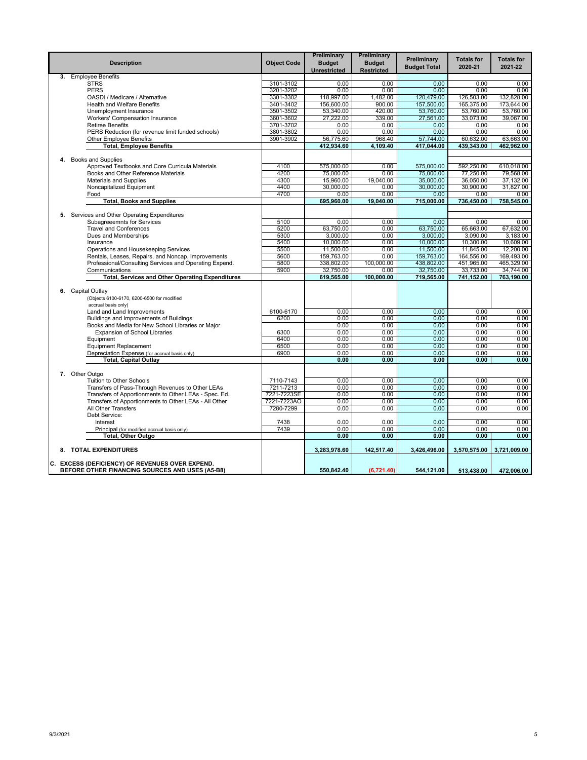| Description | Object Code | Preliminary Budget Unrestricted | Preliminary Budget Restricted | Preliminary Budget Total | Totals for 2020-21 | Totals for 2021-22 |
|---|---|---|---|---|---|---|
| **3.** Employee Benefits | | | | | | |
| STRS | 3101-3102 | 0.00 | 0.00 | 0.00 | 0.00 | 0.00 |
| PERS | 3201-3202 | 0.00 | 0.00 | 0.00 | 0.00 | 0.00 |
| OASDI / Medicare / Alternative | 3301-3302 | 118,997.00 | 1,482.00 | 120,479.00 | 126,503.00 | 132,828.00 |
| Health and Welfare Benefits | 3401-3402 | 156,600.00 | 900.00 | 157,500.00 | 165,375.00 | 173,644.00 |
| Unemployment Insurance | 3501-3502 | 53,340.00 | 420.00 | 53,760.00 | 53,760.00 | 53,760.00 |
| Workers' Compensation Insurance | 3601-3602 | 27,222.00 | 339.00 | 27,561.00 | 33,073.00 | 39,067.00 |
| Retiree Benefits | 3701-3702 | 0.00 | 0.00 | 0.00 | 0.00 | 0.00 |
| PERS Reduction (for revenue limit funded schools) | 3801-3802 | 0.00 | 0.00 | 0.00 | 0.00 | 0.00 |
| Other Employee Benefits | 3901-3902 | 56,775.60 | 968.40 | 57,744.00 | 60,632.00 | 63,663.00 |
| **Total, Employee Benefits** | | **412,934.60** | **4,109.40** | **417,044.00** | **439,343.00** | **462,962.00** |
| **4.** Books and Supplies | | | | | | |
| Approved Textbooks and Core Curricula Materials | 4100 | 575,000.00 | 0.00 | 575,000.00 | 592,250.00 | 610,018.00 |
| Books and Other Reference Materials | 4200 | 75,000.00 | 0.00 | 75,000.00 | 77,250.00 | 79,568.00 |
| Materials and Supplies | 4300 | 15,960.00 | 19,040.00 | 35,000.00 | 36,050.00 | 37,132.00 |
| Noncapitalized Equipment | 4400 | 30,000.00 | 0.00 | 30,000.00 | 30,900.00 | 31,827.00 |
| Food | 4700 | 0.00 | 0.00 | 0.00 | 0.00 | 0.00 |
| **Total, Books and Supplies** | | **695,960.00** | **19,040.00** | **715,000.00** | **736,450.00** | **758,545.00** |
| **5.** Services and Other Operating Expenditures | | | | | | |
| Subagreeemnts for Services | 5100 | 0.00 | 0.00 | 0.00 | 0.00 | 0.00 |
| Travel and Conferences | 5200 | 63,750.00 | 0.00 | 63,750.00 | 65,663.00 | 67,632.00 |
| Dues and Memberships | 5300 | 3,000.00 | 0.00 | 3,000.00 | 3,090.00 | 3,183.00 |
| Insurance | 5400 | 10,000.00 | 0.00 | 10,000.00 | 10,300.00 | 10,609.00 |
| Operations and Housekeeping Services | 5500 | 11,500.00 | 0.00 | 11,500.00 | 11,845.00 | 12,200.00 |
| Rentals, Leases, Repairs, and Noncap. Improvements | 5600 | 159,763.00 | 0.00 | 159,763.00 | 164,556.00 | 169,493.00 |
| Professional/Consulting Services and Operating Expend. | 5800 | 338,802.00 | 100,000.00 | 438,802.00 | 451,965.00 | 465,329.00 |
| Communications | 5900 | 32,750.00 | 0.00 | 32,750.00 | 33,733.00 | 34,744.00 |
| **Total, Services and Other Operating Expenditures** | | **619,565.00** | **100,000.00** | **719,565.00** | **741,152.00** | **763,190.00** |
| **6.** Capital Outlay (Objects 6100-6170, 6200-6500 for modified accrual basis only) | | | | | | |
| Land and Land Improvements | 6100-6170 | 0.00 | 0.00 | 0.00 | 0.00 | 0.00 |
| Buildings and Improvements of Buildings | 6200 | 0.00 | 0.00 | 0.00 | 0.00 | 0.00 |
| Books and Media for New School Libraries or Major Expansion of School Libraries | 6300 | 0.00 | 0.00 | 0.00 | 0.00 | 0.00 |
| Equipment | 6400 | 0.00 | 0.00 | 0.00 | 0.00 | 0.00 |
| Equipment Replacement | 6500 | 0.00 | 0.00 | 0.00 | 0.00 | 0.00 |
| Depreciation Expense (for accrual basis only) | 6900 | 0.00 | 0.00 | 0.00 | 0.00 | 0.00 |
| **Total, Capital Outlay** | | **0.00** | **0.00** | **0.00** | **0.00** | **0.00** |
| **7.** Other Outgo | | | | | | |
| Tuition to Other Schools | 7110-7143 | 0.00 | 0.00 | 0.00 | 0.00 | 0.00 |
| Transfers of Pass-Through Revenues to Other LEAs | 7211-7213 | 0.00 | 0.00 | 0.00 | 0.00 | 0.00 |
| Transfers of Apportionments to Other LEAs - Spec. Ed. | 7221-7223SE | 0.00 | 0.00 | 0.00 | 0.00 | 0.00 |
| Transfers of Apportionments to Other LEAs - All Other | 7221-7223AO | 0.00 | 0.00 | 0.00 | 0.00 | 0.00 |
| All Other Transfers | 7280-7299 | 0.00 | 0.00 | 0.00 | 0.00 | 0.00 |
| Debt Service: | | | | | | |
| Interest | 7438 | 0.00 | 0.00 | 0.00 | 0.00 | 0.00 |
| Principal (for modified accrual basis only) | 7439 | 0.00 | 0.00 | 0.00 | 0.00 | 0.00 |
| **Total, Other Outgo** | | **0.00** | **0.00** | **0.00** | **0.00** | **0.00** |
| **8. TOTAL EXPENDITURES** | | **3,283,978.60** | **142,517.40** | **3,426,496.00** | **3,570,575.00** | **3,721,009.00** |
| **C. EXCESS (DEFICIENCY) OF REVENUES OVER EXPEND. BEFORE OTHER FINANCING SOURCES AND USES (A5-B8)** | | **550,842.40** | **(6,721.40)** | **544,121.00** | **513,438.00** | **472,006.00** |

9/3/2021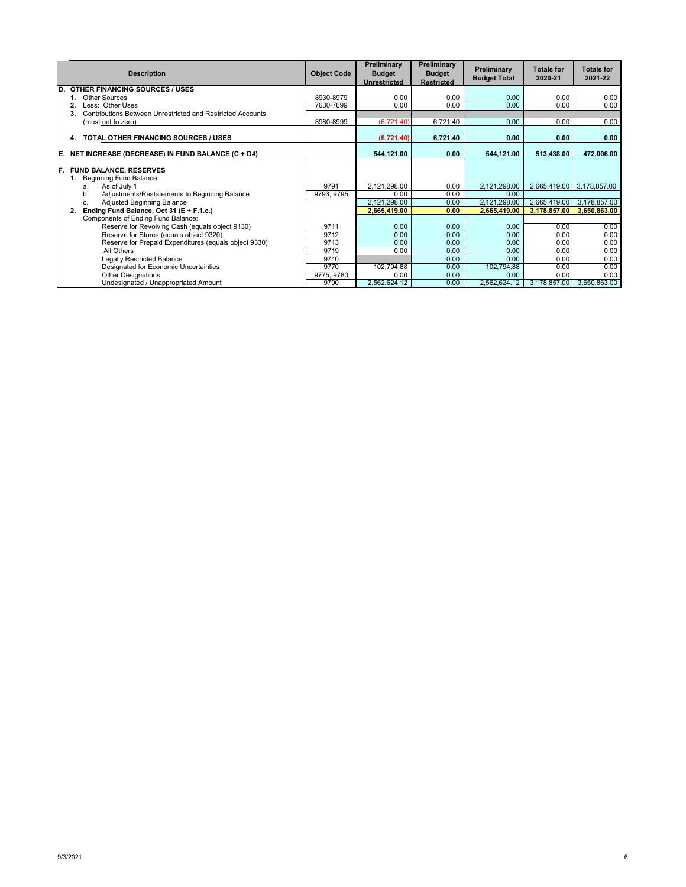| Description | Object Code | Preliminary Budget Unrestricted | Preliminary Budget Restricted | Preliminary Budget Total | Totals for 2020-21 | Totals for 2021-22 |
|---|---|---|---|---|---|---|
| **D. OTHER FINANCING SOURCES / USES** | | | | | | |
| **1.** Other Sources | 8930-8979 | 0.00 | 0.00 | 0.00 | 0.00 | 0.00 |
| **2.** Less: Other Uses | 7630-7699 | 0.00 | 0.00 | 0.00 | 0.00 | 0.00 |
| **3.** Contributions Between Unrestricted and Restricted Accounts | | | | | | |
| (must net to zero) | 8980-8999 | (6,721.40) | 6,721.40 | 0.00 | 0.00 | 0.00 |
| **4. TOTAL OTHER FINANCING SOURCES / USES** | | **(6,721.40)** | **6,721.40** | **0.00** | **0.00** | **0.00** |
| **E. NET INCREASE (DECREASE) IN FUND BALANCE (C + D4)** | | **544,121.00** | **0.00** | **544,121.00** | **513,438.00** | **472,006.00** |
| **F. FUND BALANCE, RESERVES** | | | | | | |
| **1.** Beginning Fund Balance | | | | | | |
| a. As of July 1 | 9791 | 2,121,298.00 | 0.00 | 2,121,298.00 | 2,665,419.00 | 3,178,857.00 |
| b. Adjustments/Restatements to Beginning Balance | 9793, 9795 | 0.00 | 0.00 | 0.00 | | |
| c. Adjusted Beginning Balance | | 2,121,298.00 | 0.00 | 2,121,298.00 | 2,665,419.00 | 3,178,857.00 |
| **2. Ending Fund Balance, Oct 31 (E + F.1.c.)** | | **2,665,419.00** | **0.00** | **2,665,419.00** | **3,178,857.00** | **3,650,863.00** |
| Components of Ending Fund Balance: | | | | | | |
| Reserve for Revolving Cash (equals object 9130) | 9711 | 0.00 | 0.00 | 0.00 | 0.00 | 0.00 |
| Reserve for Stores (equals object 9320) | 9712 | 0.00 | 0.00 | 0.00 | 0.00 | 0.00 |
| Reserve for Prepaid Expenditures (equals object 9330) | 9713 | 0.00 | 0.00 | 0.00 | 0.00 | 0.00 |
| All Others | 9719 | 0.00 | 0.00 | 0.00 | 0.00 | 0.00 |
| Legally Restricted Balance | 9740 | | 0.00 | 0.00 | 0.00 | 0.00 |
| Designated for Economic Uncertainties | 9770 | 102,794.88 | 0.00 | 102,794.88 | 0.00 | 0.00 |
| Other Designations | 9775, 9780 | 0.00 | 0.00 | 0.00 | 0.00 | 0.00 |
| Undesignated / Unappropriated Amount | 9790 | 2,562,624.12 | 0.00 | 2,562,624.12 | 3,178,857.00 | 3,650,863.00 |

9/3/2021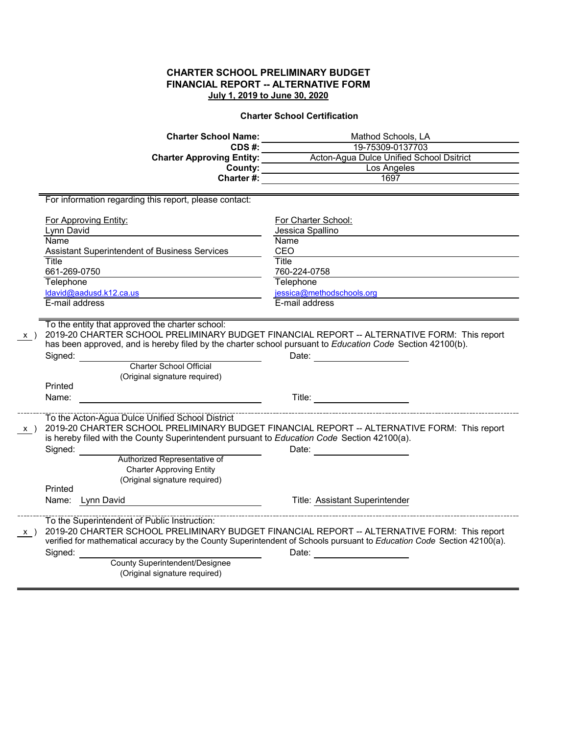# CHARTER SCHOOL PRELIMINARY BUDGET FINANCIAL REPORT -- ALTERNATIVE FORM

**July 1, 2019 to June 30, 2020**

### Charter School Certification

| | |
|---|---|
| **Charter School Name:** | Mathod Schools, LA |
| **CDS #:** | 19-75309-0137703 |
| **Charter Approving Entity:** | Acton-Agua Dulce Unified School Dsitrict |
| **County:** | Los Angeles |
| **Charter #:** | 1697 |

For information regarding this report, please contact:

| For Approving Entity: | For Charter School: |
|---|---|
| Lynn David | Jessica Spallino |
| Name | Name |
| Assistant Superintendent of Business Services | CEO |
| Title | Title |
| 661-269-0750 | 760-224-0758 |
| Telephone | Telephone |
| ldavid@aadusd.k12.ca.us | jessica@methodschools.org |
| E-mail address | E-mail address |

To the entity that approved the charter school:

x ) 2019-20 CHARTER SCHOOL PRELIMINARY BUDGET FINANCIAL REPORT -- ALTERNATIVE FORM: This report has been approved, and is hereby filed by the charter school pursuant to *Education Code* Section 42100(b).

Signed: ______________________ Date: ______________

Charter School Official
(Original signature required)

Printed Name: ______________________ Title: ______________

---

To the Acton-Agua Dulce Unified School District

x ) 2019-20 CHARTER SCHOOL PRELIMINARY BUDGET FINANCIAL REPORT -- ALTERNATIVE FORM: This report is hereby filed with the County Superintendent pursuant to *Education Code* Section 42100(a).

Signed: ______________________ Date: ______________

Authorized Representative of
Charter Approving Entity
(Original signature required)

Printed Name: Lynn David Title: Assistant Superintender

---

To the Superintendent of Public Instruction:

x ) 2019-20 CHARTER SCHOOL PRELIMINARY BUDGET FINANCIAL REPORT -- ALTERNATIVE FORM: This report verified for mathematical accuracy by the County Superintendent of Schools pursuant to *Education Code* Section 42100(a).

Signed: ______________________ Date: ______________

County Superintendent/Designee
(Original signature required)